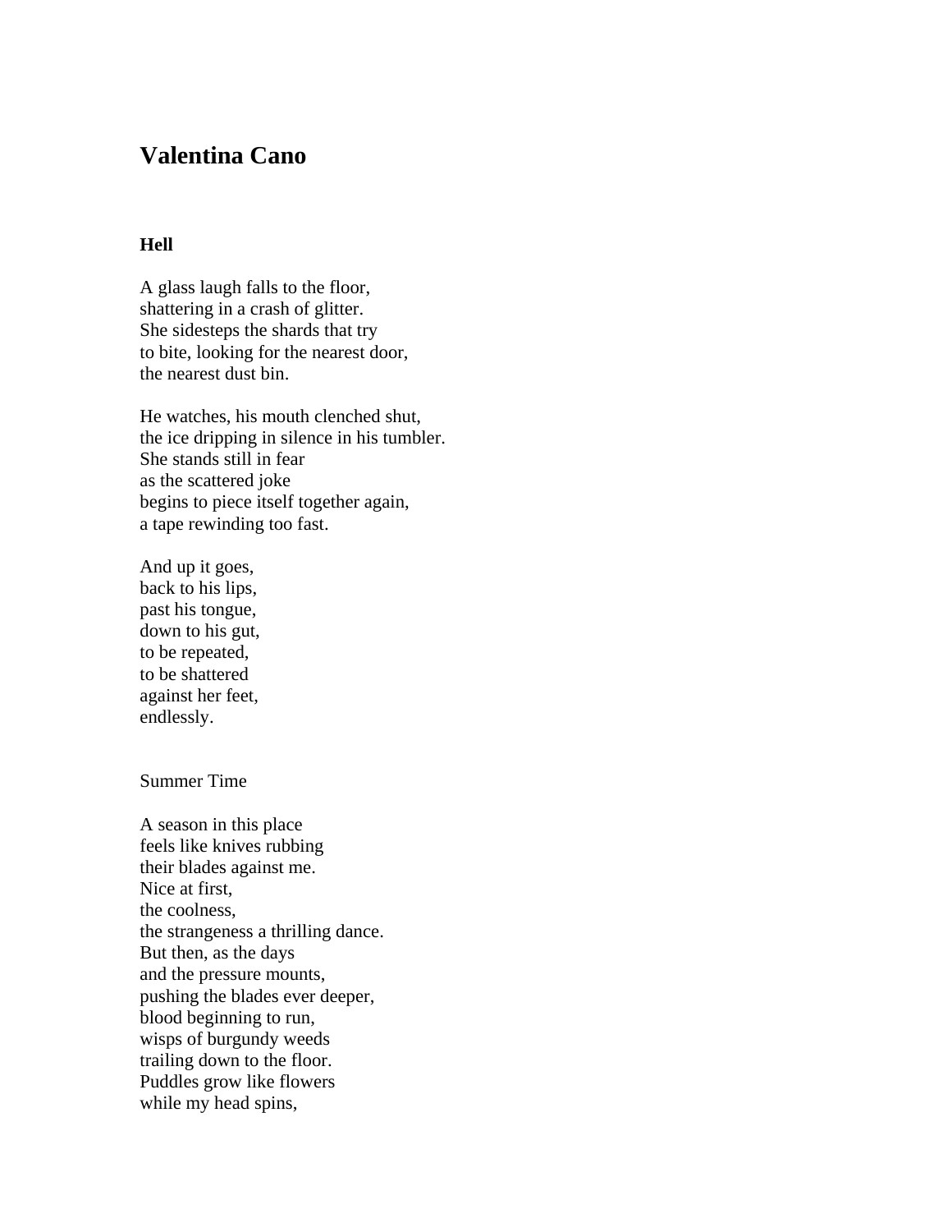# Valentina Cano

### Hell

A glass laugh falls to the floor,
shattering in a crash of glitter.
She sidesteps the shards that try
to bite, looking for the nearest door,
the nearest dust bin.

He watches, his mouth clenched shut,
the ice dripping in silence in his tumbler.
She stands still in fear
as the scattered joke
begins to piece itself together again,
a tape rewinding too fast.

And up it goes,
back to his lips,
past his tongue,
down to his gut,
to be repeated,
to be shattered
against her feet,
endlessly.

Summer Time

A season in this place
feels like knives rubbing
their blades against me.
Nice at first,
the coolness,
the strangeness a thrilling dance.
But then, as the days
and the pressure mounts,
pushing the blades ever deeper,
blood beginning to run,
wisps of burgundy weeds
trailing down to the floor.
Puddles grow like flowers
while my head spins,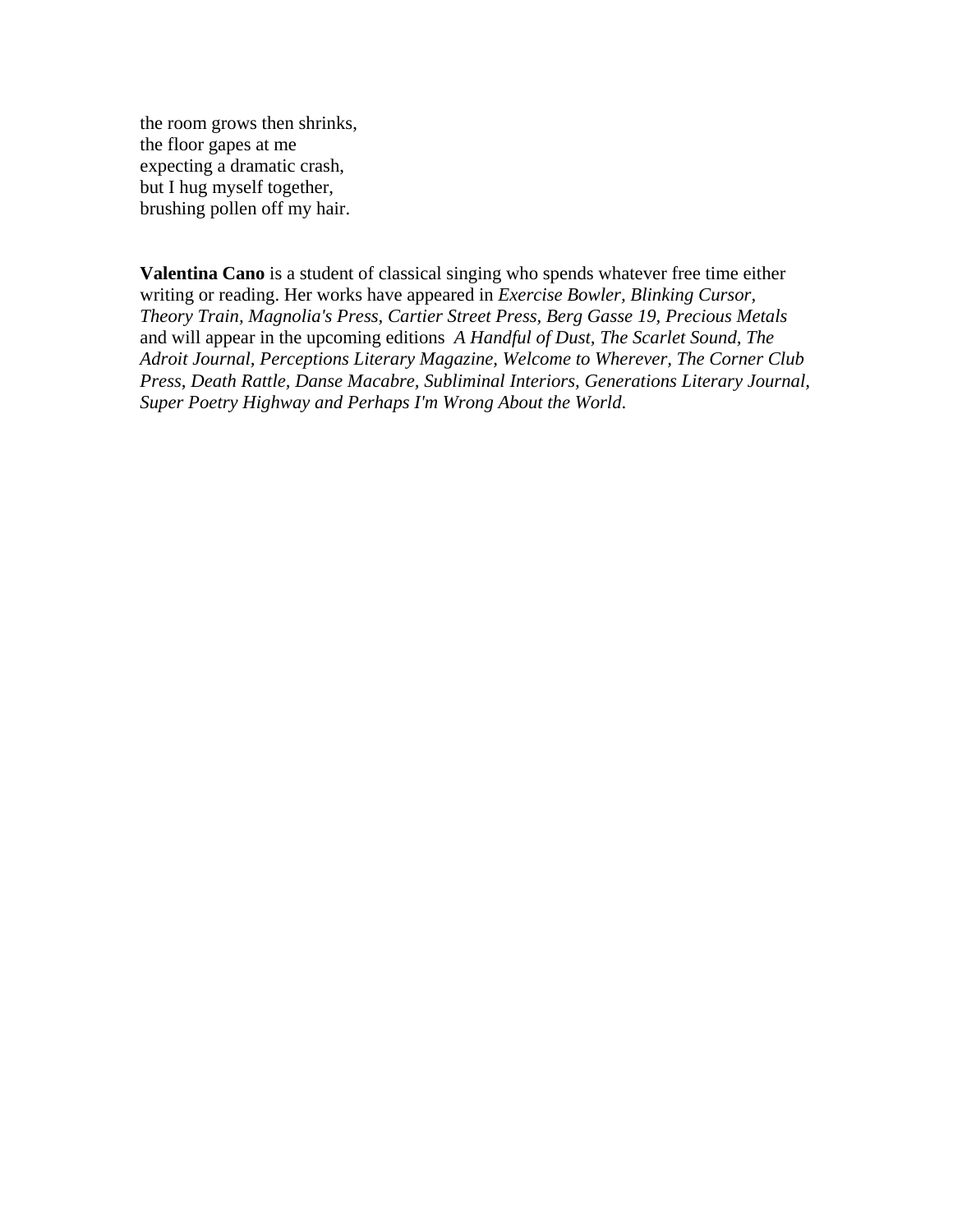the room grows then shrinks,  
the floor gapes at me  
expecting a dramatic crash,  
but I hug myself together,  
brushing pollen off my hair.

**Valentina Cano** is a student of classical singing who spends whatever free time either writing or reading. Her works have appeared in *Exercise Bowler, Blinking Cursor, Theory Train, Magnolia's Press, Cartier Street Press, Berg Gasse 19, Precious Metals* and will appear in the upcoming editions *A Handful of Dust, The Scarlet Sound, The Adroit Journal, Perceptions Literary Magazine, Welcome to Wherever, The Corner Club Press, Death Rattle, Danse Macabre, Subliminal Interiors, Generations Literary Journal, Super Poetry Highway and Perhaps I'm Wrong About the World*.